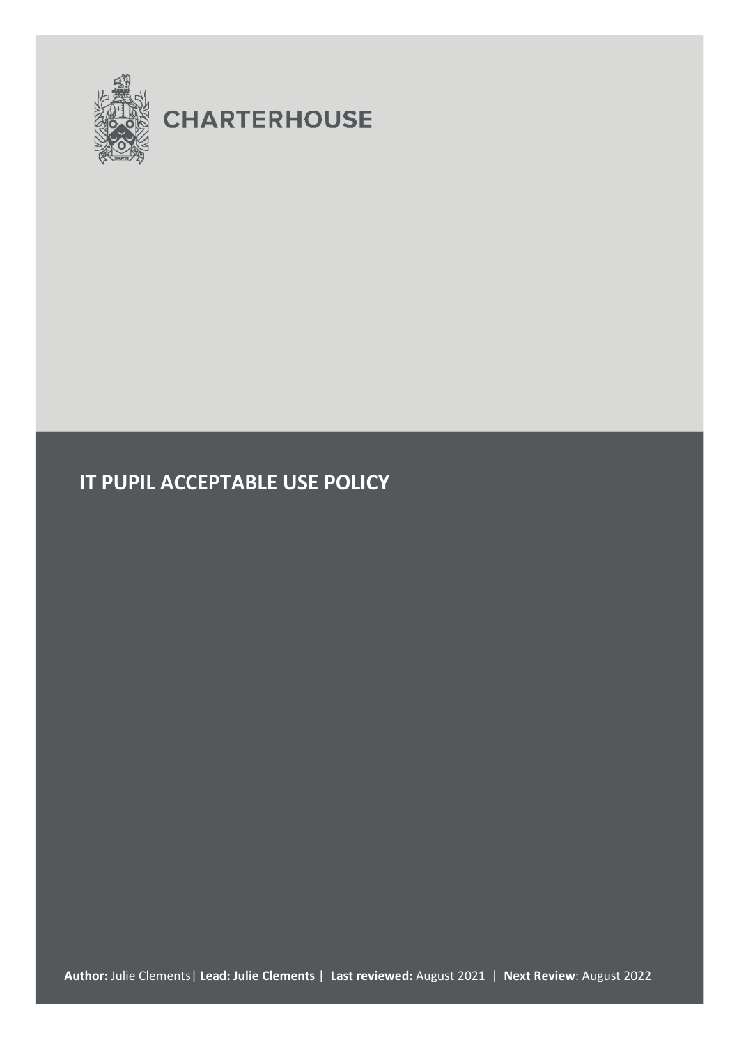CHARTERHOUSE

# IT PUPIL ACCEPTABLE USE POLICY

**Author:** Julie Clements | **Lead: Julie Clements** | **Last reviewed:** August 2021 | **Next Review**: August 2022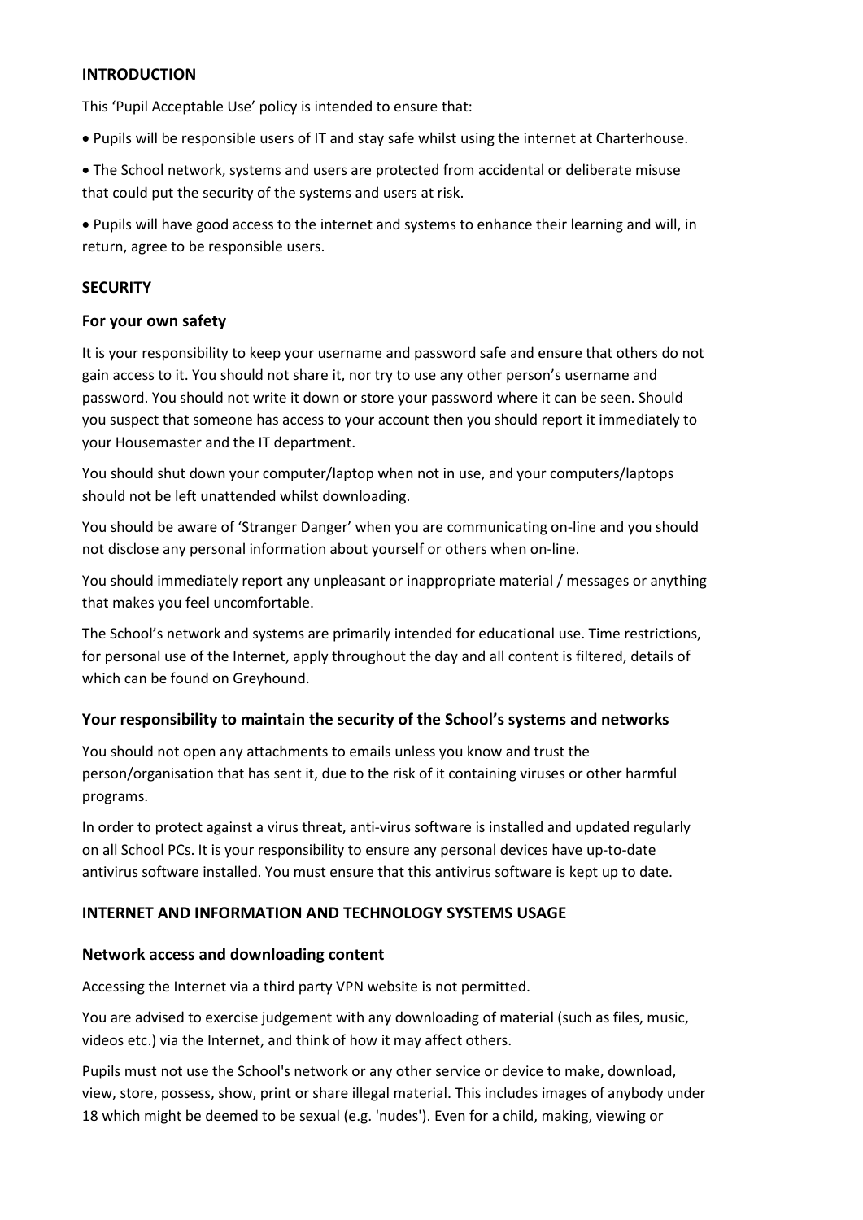## INTRODUCTION

This 'Pupil Acceptable Use' policy is intended to ensure that:

- Pupils will be responsible users of IT and stay safe whilst using the internet at Charterhouse.
- The School network, systems and users are protected from accidental or deliberate misuse that could put the security of the systems and users at risk.
- Pupils will have good access to the internet and systems to enhance their learning and will, in return, agree to be responsible users.

## SECURITY

### For your own safety

It is your responsibility to keep your username and password safe and ensure that others do not gain access to it. You should not share it, nor try to use any other person's username and password. You should not write it down or store your password where it can be seen. Should you suspect that someone has access to your account then you should report it immediately to your Housemaster and the IT department.

You should shut down your computer/laptop when not in use, and your computers/laptops should not be left unattended whilst downloading.

You should be aware of 'Stranger Danger' when you are communicating on-line and you should not disclose any personal information about yourself or others when on-line.

You should immediately report any unpleasant or inappropriate material / messages or anything that makes you feel uncomfortable.

The School's network and systems are primarily intended for educational use. Time restrictions, for personal use of the Internet, apply throughout the day and all content is filtered, details of which can be found on Greyhound.

### Your responsibility to maintain the security of the School's systems and networks

You should not open any attachments to emails unless you know and trust the person/organisation that has sent it, due to the risk of it containing viruses or other harmful programs.

In order to protect against a virus threat, anti-virus software is installed and updated regularly on all School PCs. It is your responsibility to ensure any personal devices have up-to-date antivirus software installed. You must ensure that this antivirus software is kept up to date.

## INTERNET AND INFORMATION AND TECHNOLOGY SYSTEMS USAGE

### Network access and downloading content

Accessing the Internet via a third party VPN website is not permitted.

You are advised to exercise judgement with any downloading of material (such as files, music, videos etc.) via the Internet, and think of how it may affect others.

Pupils must not use the School's network or any other service or device to make, download, view, store, possess, show, print or share illegal material. This includes images of anybody under 18 which might be deemed to be sexual (e.g. 'nudes'). Even for a child, making, viewing or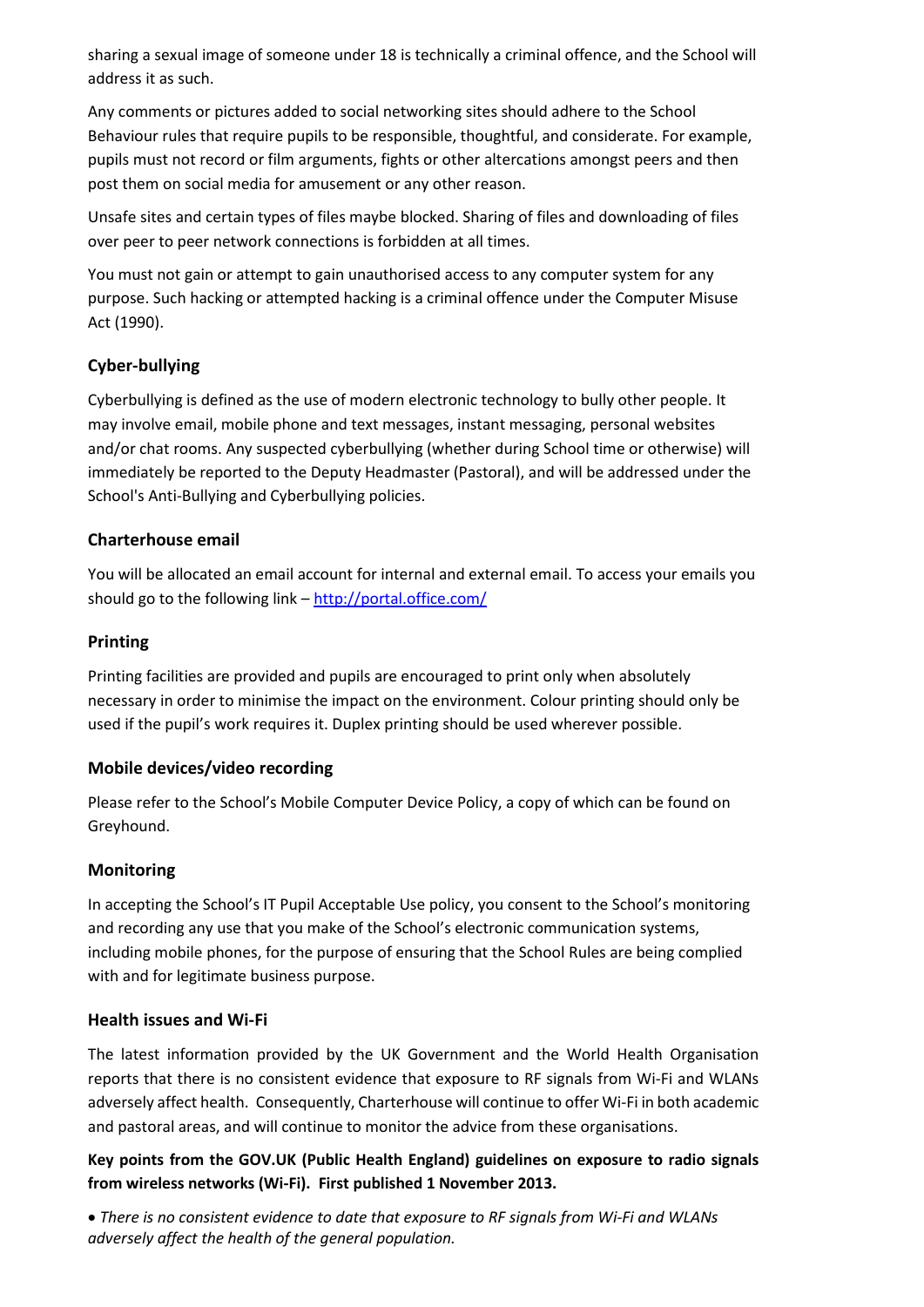sharing a sexual image of someone under 18 is technically a criminal offence, and the School will address it as such.

Any comments or pictures added to social networking sites should adhere to the School Behaviour rules that require pupils to be responsible, thoughtful, and considerate. For example, pupils must not record or film arguments, fights or other altercations amongst peers and then post them on social media for amusement or any other reason.

Unsafe sites and certain types of files maybe blocked. Sharing of files and downloading of files over peer to peer network connections is forbidden at all times.

You must not gain or attempt to gain unauthorised access to any computer system for any purpose. Such hacking or attempted hacking is a criminal offence under the Computer Misuse Act (1990).

### Cyber-bullying

Cyberbullying is defined as the use of modern electronic technology to bully other people. It may involve email, mobile phone and text messages, instant messaging, personal websites and/or chat rooms. Any suspected cyberbullying (whether during School time or otherwise) will immediately be reported to the Deputy Headmaster (Pastoral), and will be addressed under the School's Anti-Bullying and Cyberbullying policies.

### Charterhouse email

You will be allocated an email account for internal and external email. To access your emails you should go to the following link – [http://portal.office.com/](http://portal.office.com/)

### Printing

Printing facilities are provided and pupils are encouraged to print only when absolutely necessary in order to minimise the impact on the environment. Colour printing should only be used if the pupil's work requires it. Duplex printing should be used wherever possible.

### Mobile devices/video recording

Please refer to the School's Mobile Computer Device Policy, a copy of which can be found on Greyhound.

### Monitoring

In accepting the School's IT Pupil Acceptable Use policy, you consent to the School's monitoring and recording any use that you make of the School's electronic communication systems, including mobile phones, for the purpose of ensuring that the School Rules are being complied with and for legitimate business purpose.

### Health issues and Wi-Fi

The latest information provided by the UK Government and the World Health Organisation reports that there is no consistent evidence that exposure to RF signals from Wi-Fi and WLANs adversely affect health. Consequently, Charterhouse will continue to offer Wi-Fi in both academic and pastoral areas, and will continue to monitor the advice from these organisations.

**Key points from the GOV.UK (Public Health England) guidelines on exposure to radio signals from wireless networks (Wi-Fi). First published 1 November 2013.**

- *There is no consistent evidence to date that exposure to RF signals from Wi-Fi and WLANs adversely affect the health of the general population.*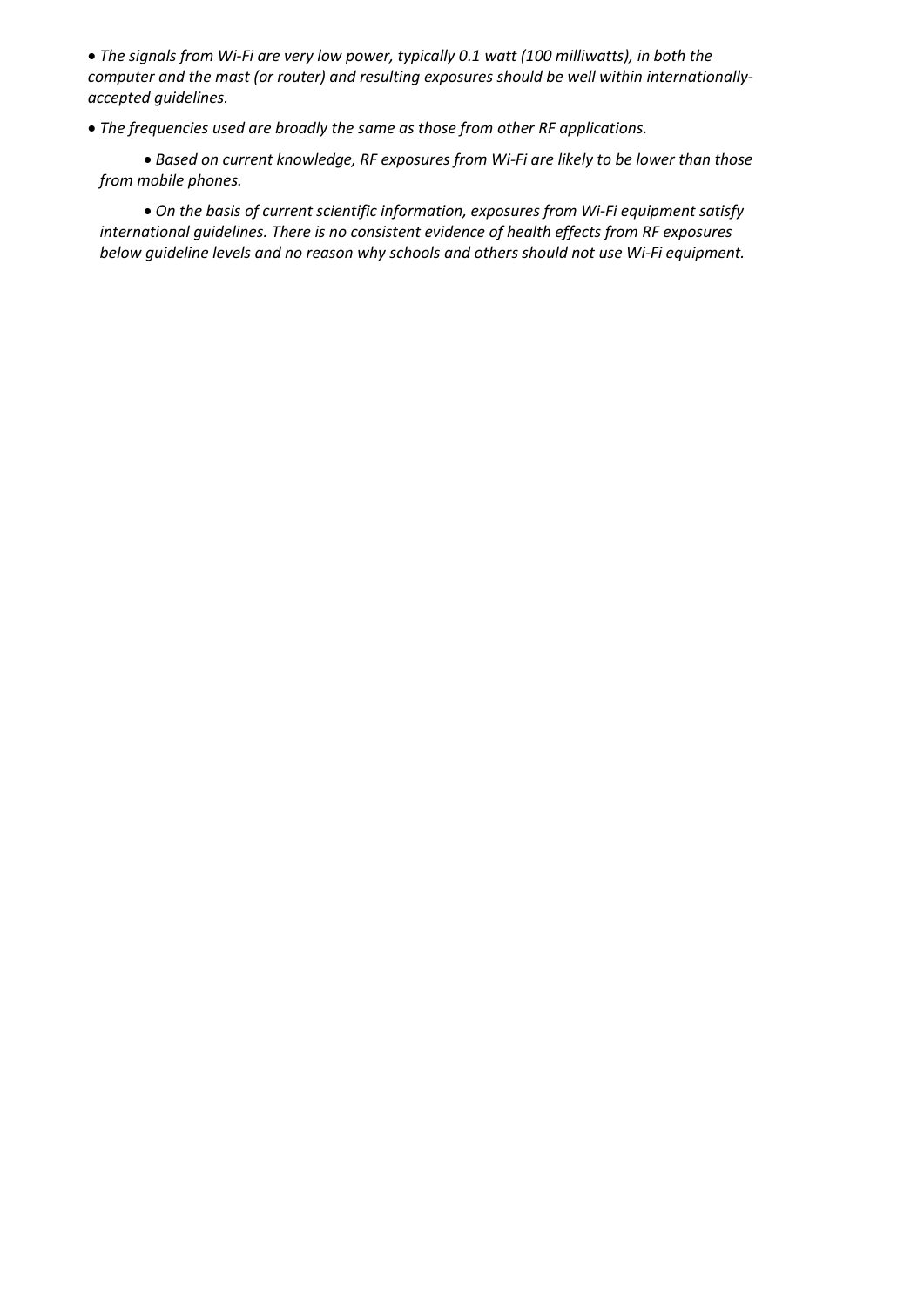- *The signals from Wi-Fi are very low power, typically 0.1 watt (100 milliwatts), in both the computer and the mast (or router) and resulting exposures should be well within internationally-accepted guidelines.*
- *The frequencies used are broadly the same as those from other RF applications.*
- *Based on current knowledge, RF exposures from Wi-Fi are likely to be lower than those from mobile phones.*
- *On the basis of current scientific information, exposures from Wi-Fi equipment satisfy international guidelines. There is no consistent evidence of health effects from RF exposures below guideline levels and no reason why schools and others should not use Wi-Fi equipment.*